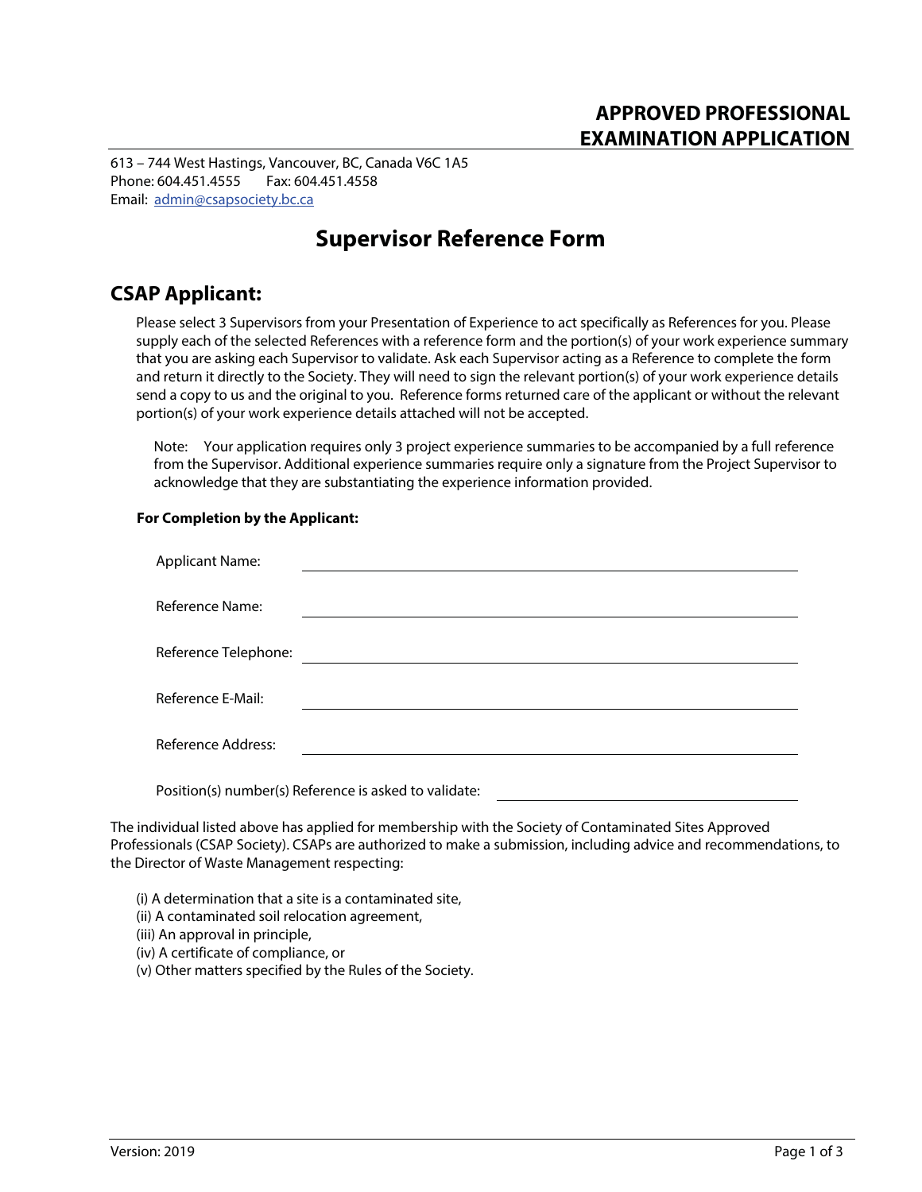# APPROVED PROFESSIONAL EXAMINATION APPLICATION

613 – 744 West Hastings, Vancouver, BC, Canada V6C 1A5
Phone: 604.451.4555 Fax: 604.451.4558
Email: admin@csapsociety.bc.ca

## Supervisor Reference Form

## CSAP Applicant:

Please select 3 Supervisors from your Presentation of Experience to act specifically as References for you. Please supply each of the selected References with a reference form and the portion(s) of your work experience summary that you are asking each Supervisor to validate. Ask each Supervisor acting as a Reference to complete the form and return it directly to the Society. They will need to sign the relevant portion(s) of your work experience details send a copy to us and the original to you. Reference forms returned care of the applicant or without the relevant portion(s) of your work experience details attached will not be accepted.

Note: Your application requires only 3 project experience summaries to be accompanied by a full reference from the Supervisor. Additional experience summaries require only a signature from the Project Supervisor to acknowledge that they are substantiating the experience information provided.

**For Completion by the Applicant:**

Applicant Name: ______________________________

Reference Name: ______________________________

Reference Telephone: ______________________________

Reference E-Mail: ______________________________

Reference Address: ______________________________

Position(s) number(s) Reference is asked to validate: ______________________________

The individual listed above has applied for membership with the Society of Contaminated Sites Approved Professionals (CSAP Society). CSAPs are authorized to make a submission, including advice and recommendations, to the Director of Waste Management respecting:

(i) A determination that a site is a contaminated site,
(ii) A contaminated soil relocation agreement,
(iii) An approval in principle,
(iv) A certificate of compliance, or
(v) Other matters specified by the Rules of the Society.

Version: 2019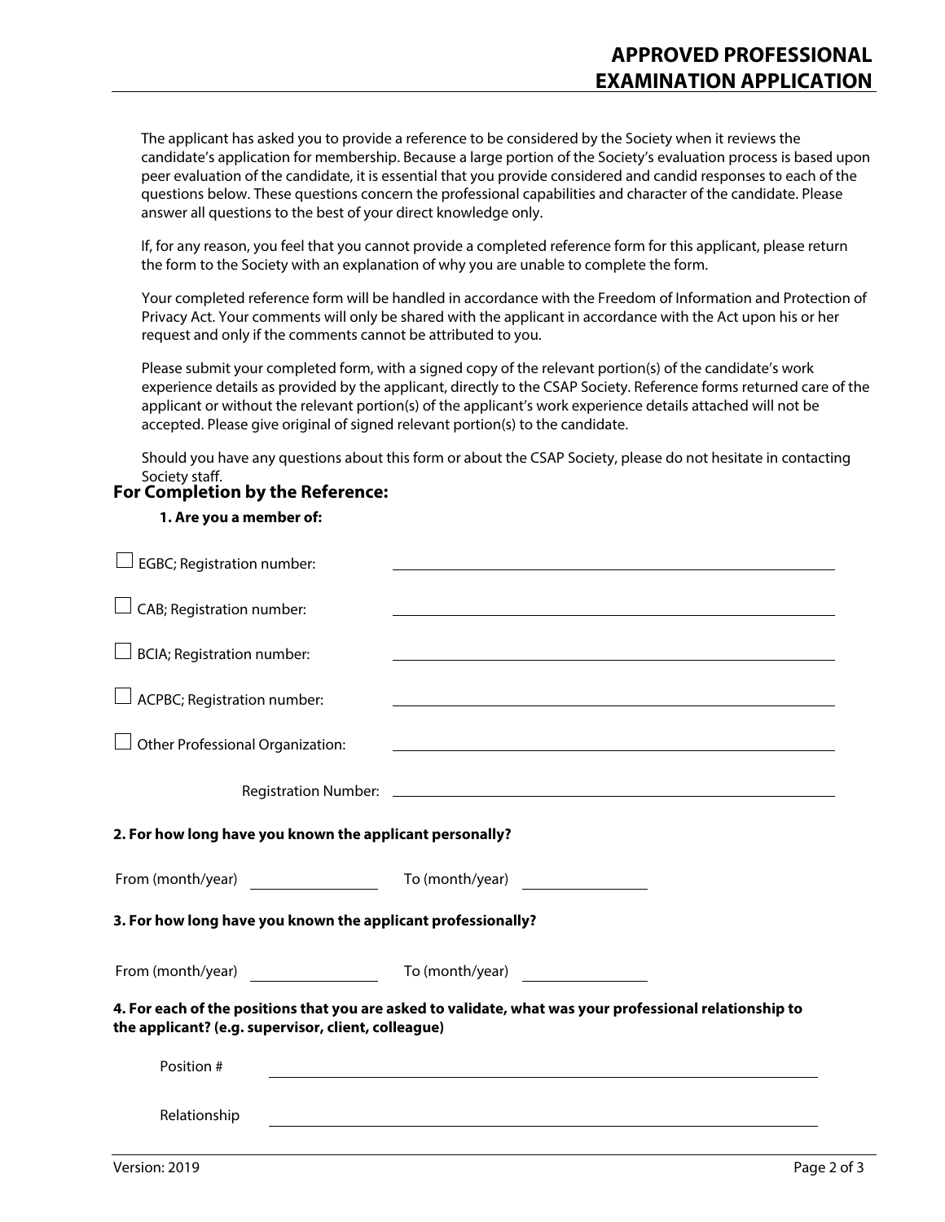# APPROVED PROFESSIONAL EXAMINATION APPLICATION

The applicant has asked you to provide a reference to be considered by the Society when it reviews the candidate's application for membership. Because a large portion of the Society's evaluation process is based upon peer evaluation of the candidate, it is essential that you provide considered and candid responses to each of the questions below. These questions concern the professional capabilities and character of the candidate. Please answer all questions to the best of your direct knowledge only.

If, for any reason, you feel that you cannot provide a completed reference form for this applicant, please return the form to the Society with an explanation of why you are unable to complete the form.

Your completed reference form will be handled in accordance with the Freedom of Information and Protection of Privacy Act. Your comments will only be shared with the applicant in accordance with the Act upon his or her request and only if the comments cannot be attributed to you.

Please submit your completed form, with a signed copy of the relevant portion(s) of the candidate's work experience details as provided by the applicant, directly to the CSAP Society. Reference forms returned care of the applicant or without the relevant portion(s) of the applicant's work experience details attached will not be accepted. Please give original of signed relevant portion(s) to the candidate.

Should you have any questions about this form or about the CSAP Society, please do not hesitate in contacting Society staff.

## For Completion by the Reference:

**1. Are you a member of:**

☐ EGBC; Registration number: ______________________________

☐ CAB; Registration number: ______________________________

☐ BCIA; Registration number: ______________________________

☐ ACPBC; Registration number: ______________________________

☐ Other Professional Organization: ______________________________

Registration Number: ______________________________

**2. For how long have you known the applicant personally?**

From (month/year) ____________ To (month/year) ____________

**3. For how long have you known the applicant professionally?**

From (month/year) ____________ To (month/year) ____________

**4. For each of the positions that you are asked to validate, what was your professional relationship to the applicant? (e.g. supervisor, client, colleague)**

Position # ______________________________

Relationship ______________________________

Version: 2019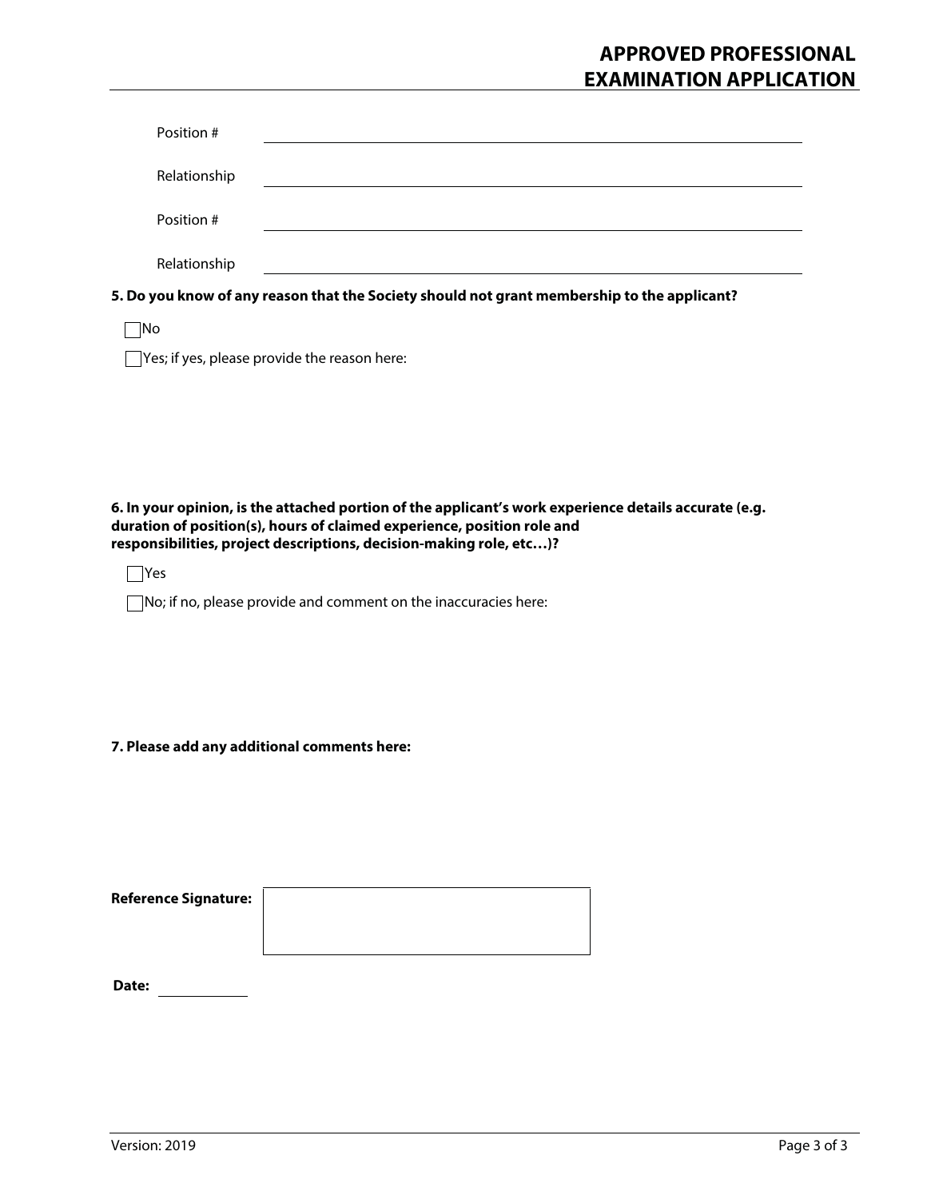Position # \_\_\_\_\_\_\_\_\_\_\_\_\_\_\_\_\_\_\_\_\_\_\_\_\_\_\_\_\_\_\_\_\_\_\_\_\_\_\_\_

Relationship \_\_\_\_\_\_\_\_\_\_\_\_\_\_\_\_\_\_\_\_\_\_\_\_\_\_\_\_\_\_\_\_\_\_\_\_\_\_\_\_

Position # \_\_\_\_\_\_\_\_\_\_\_\_\_\_\_\_\_\_\_\_\_\_\_\_\_\_\_\_\_\_\_\_\_\_\_\_\_\_\_\_

Relationship \_\_\_\_\_\_\_\_\_\_\_\_\_\_\_\_\_\_\_\_\_\_\_\_\_\_\_\_\_\_\_\_\_\_\_\_\_\_\_\_

**5. Do you know of any reason that the Society should not grant membership to the applicant?**

☐ No

☐ Yes; if yes, please provide the reason here:

**6. In your opinion, is the attached portion of the applicant's work experience details accurate (e.g. duration of position(s), hours of claimed experience, position role and responsibilities, project descriptions, decision-making role, etc…)?**

☐ Yes

☐ No; if no, please provide and comment on the inaccuracies here:

**7. Please add any additional comments here:**

**Reference Signature:**

**Date:** \_\_\_\_\_\_\_\_\_\_

Version: 2019